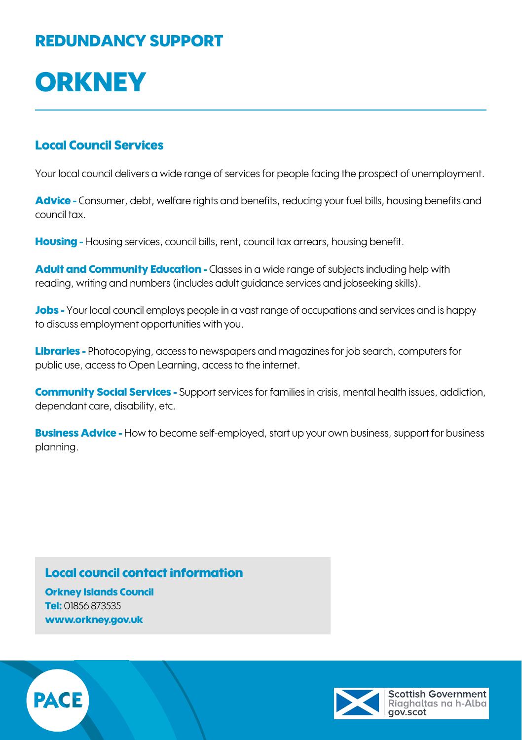## REDUNDANCY SUPPORT

# ORKNEY

### Local Council Services

Your local council delivers a wide range of services for people facing the prospect of unemployment.

**Advice -** Consumer, debt, welfare rights and benefits, reducing your fuel bills, housing benefits and council tax.

**Housing -** Housing services, council bills, rent, council tax arrears, housing benefit.

**Adult and Community Education -** Classes in a wide range of subjects including help with reading, writing and numbers (includes adult guidance services and jobseeking skills).

**Jobs -** Your local council employs people in a vast range of occupations and services and is happy to discuss employment opportunities with you.

**Libraries -** Photocopying, access to newspapers and magazines for job search, computers for public use, access to Open Learning, access to the internet.

**Community Social Services -** Support services for families in crisis, mental health issues, addiction, dependant care, disability, etc.

**Business Advice -** How to become self-employed, start up your own business, support for business planning.

### Local council contact information

**Orkney Islands Council**
**Tel:** 01856 873535
**www.orkney.gov.uk**

PACE

Scottish Government
Riaghaltas na h-Alba
gov.scot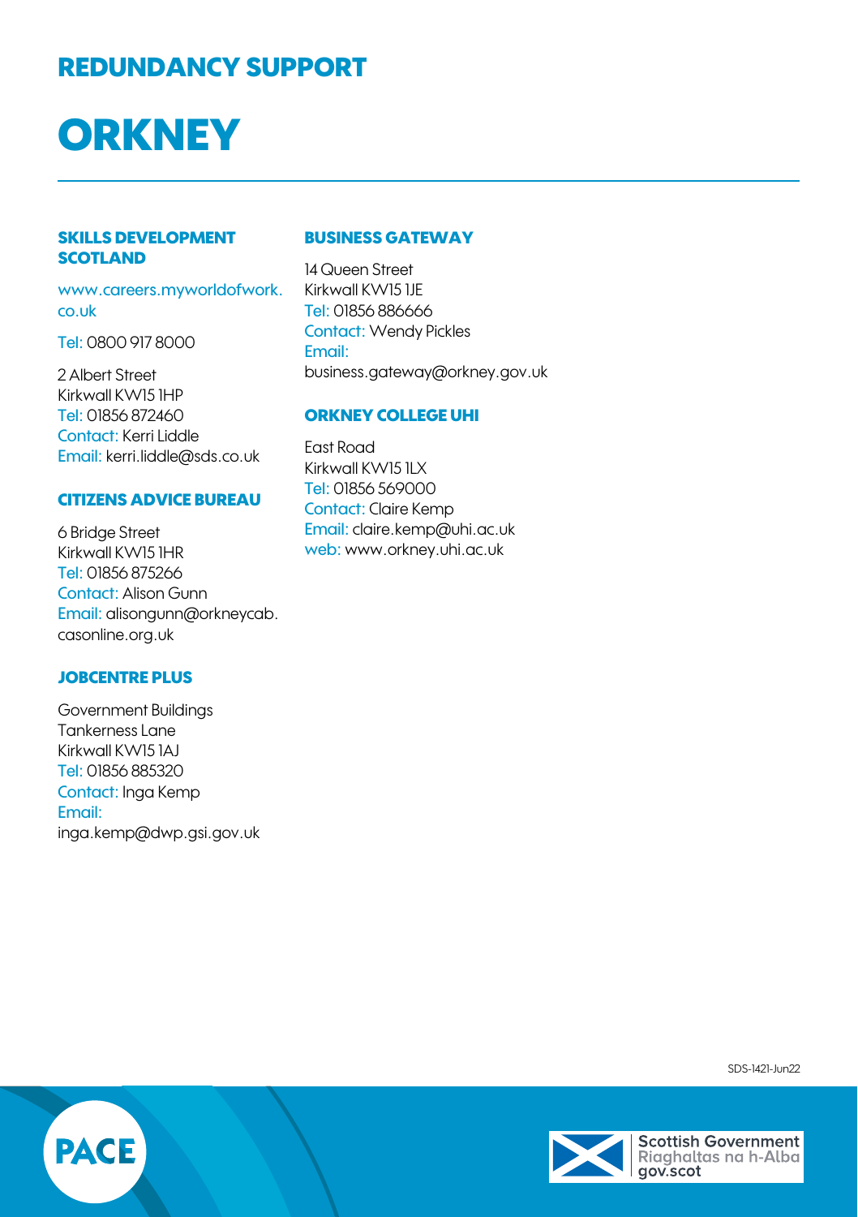## REDUNDANCY SUPPORT

# ORKNEY

### SKILLS DEVELOPMENT SCOTLAND

www.careers.myworldofwork.co.uk

Tel: 0800 917 8000

2 Albert Street
Kirkwall KW15 1HP
Tel: 01856 872460
Contact: Kerri Liddle
Email: kerri.liddle@sds.co.uk

### CITIZENS ADVICE BUREAU

6 Bridge Street
Kirkwall KW15 1HR
Tel: 01856 875266
Contact: Alison Gunn
Email: alisongunn@orkneycab.casonline.org.uk

### JOBCENTRE PLUS

Government Buildings
Tankerness Lane
Kirkwall KW15 1AJ
Tel: 01856 885320
Contact: Inga Kemp
Email:
inga.kemp@dwp.gsi.gov.uk

### BUSINESS GATEWAY

14 Queen Street
Kirkwall KW15 1JE
Tel: 01856 886666
Contact: Wendy Pickles
Email:
business.gateway@orkney.gov.uk

### ORKNEY COLLEGE UHI

East Road
Kirkwall KW15 1LX
Tel: 01856 569000
Contact: Claire Kemp
Email: claire.kemp@uhi.ac.uk
web: www.orkney.uhi.ac.uk

SDS-1421-Jun22

PACE

Scottish Government
Riaghaltas na h-Alba
gov.scot